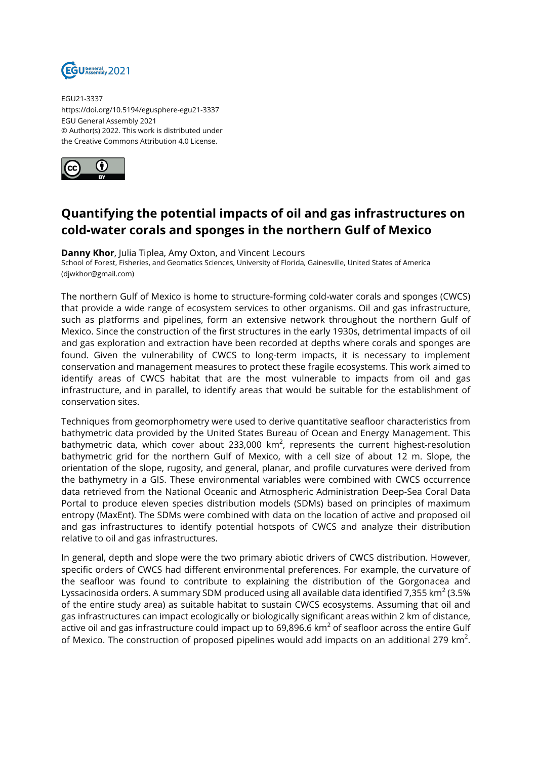EGU21-3337
https://doi.org/10.5194/egusphere-egu21-3337
EGU General Assembly 2021
© Author(s) 2022. This work is distributed under
the Creative Commons Attribution 4.0 License.

# Quantifying the potential impacts of oil and gas infrastructures on cold-water corals and sponges in the northern Gulf of Mexico

**Danny Khor**, Julia Tiplea, Amy Oxton, and Vincent Lecours
School of Forest, Fisheries, and Geomatics Sciences, University of Florida, Gainesville, United States of America (djwkhor@gmail.com)

The northern Gulf of Mexico is home to structure-forming cold-water corals and sponges (CWCS) that provide a wide range of ecosystem services to other organisms. Oil and gas infrastructure, such as platforms and pipelines, form an extensive network throughout the northern Gulf of Mexico. Since the construction of the first structures in the early 1930s, detrimental impacts of oil and gas exploration and extraction have been recorded at depths where corals and sponges are found. Given the vulnerability of CWCS to long-term impacts, it is necessary to implement conservation and management measures to protect these fragile ecosystems. This work aimed to identify areas of CWCS habitat that are the most vulnerable to impacts from oil and gas infrastructure, and in parallel, to identify areas that would be suitable for the establishment of conservation sites.

Techniques from geomorphometry were used to derive quantitative seafloor characteristics from bathymetric data provided by the United States Bureau of Ocean and Energy Management. This bathymetric data, which cover about 233,000 km$^2$, represents the current highest-resolution bathymetric grid for the northern Gulf of Mexico, with a cell size of about 12 m. Slope, the orientation of the slope, rugosity, and general, planar, and profile curvatures were derived from the bathymetry in a GIS. These environmental variables were combined with CWCS occurrence data retrieved from the National Oceanic and Atmospheric Administration Deep-Sea Coral Data Portal to produce eleven species distribution models (SDMs) based on principles of maximum entropy (MaxEnt). The SDMs were combined with data on the location of active and proposed oil and gas infrastructures to identify potential hotspots of CWCS and analyze their distribution relative to oil and gas infrastructures.

In general, depth and slope were the two primary abiotic drivers of CWCS distribution. However, specific orders of CWCS had different environmental preferences. For example, the curvature of the seafloor was found to contribute to explaining the distribution of the Gorgonacea and Lyssacinosida orders. A summary SDM produced using all available data identified 7,355 km$^2$ (3.5% of the entire study area) as suitable habitat to sustain CWCS ecosystems. Assuming that oil and gas infrastructures can impact ecologically or biologically significant areas within 2 km of distance, active oil and gas infrastructure could impact up to 69,896.6 km$^2$ of seafloor across the entire Gulf of Mexico. The construction of proposed pipelines would add impacts on an additional 279 km$^2$.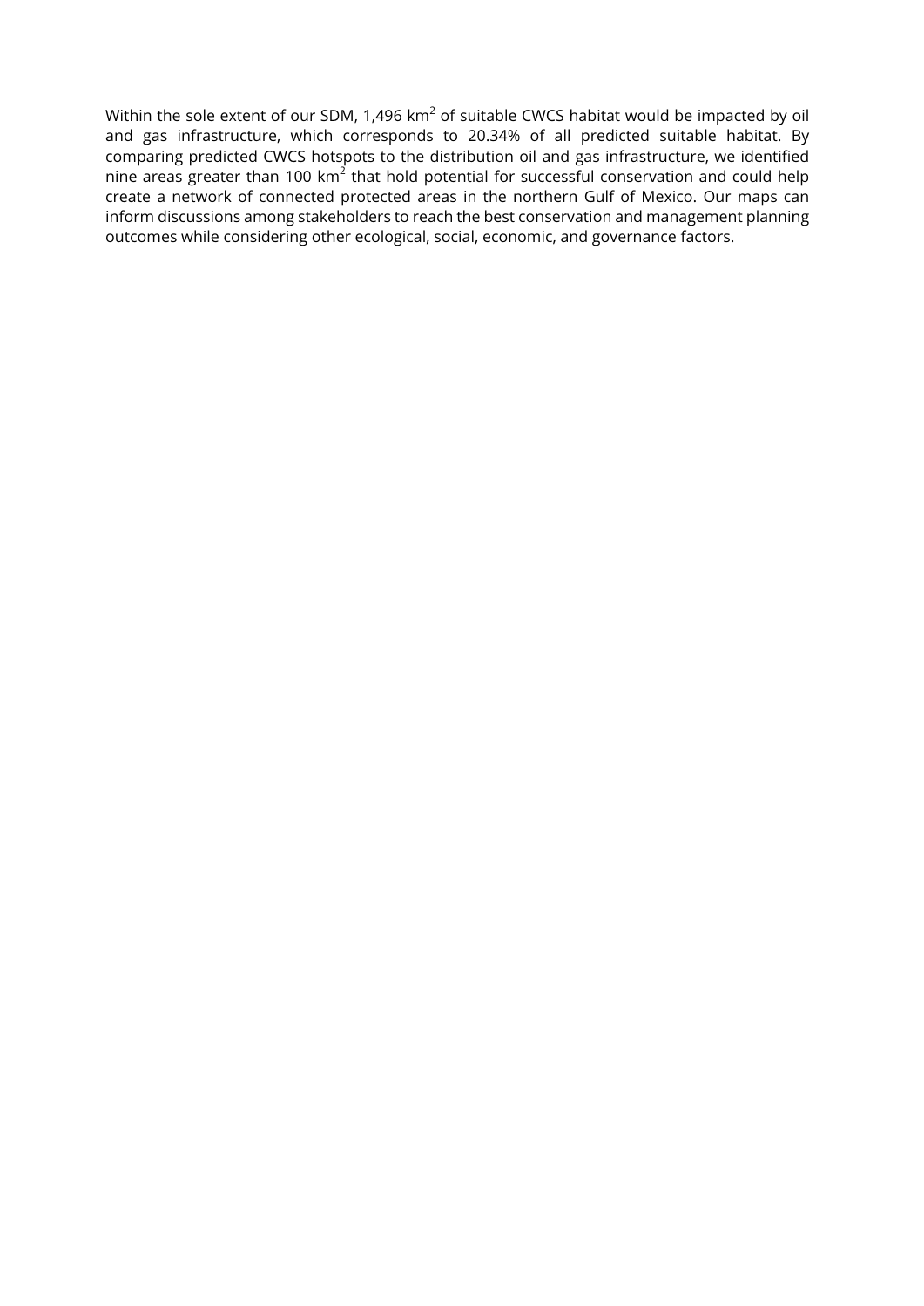Within the sole extent of our SDM, 1,496 $km^2$ of suitable CWCS habitat would be impacted by oil and gas infrastructure, which corresponds to 20.34% of all predicted suitable habitat. By comparing predicted CWCS hotspots to the distribution oil and gas infrastructure, we identified nine areas greater than 100 $km^2$ that hold potential for successful conservation and could help create a network of connected protected areas in the northern Gulf of Mexico. Our maps can inform discussions among stakeholders to reach the best conservation and management planning outcomes while considering other ecological, social, economic, and governance factors.